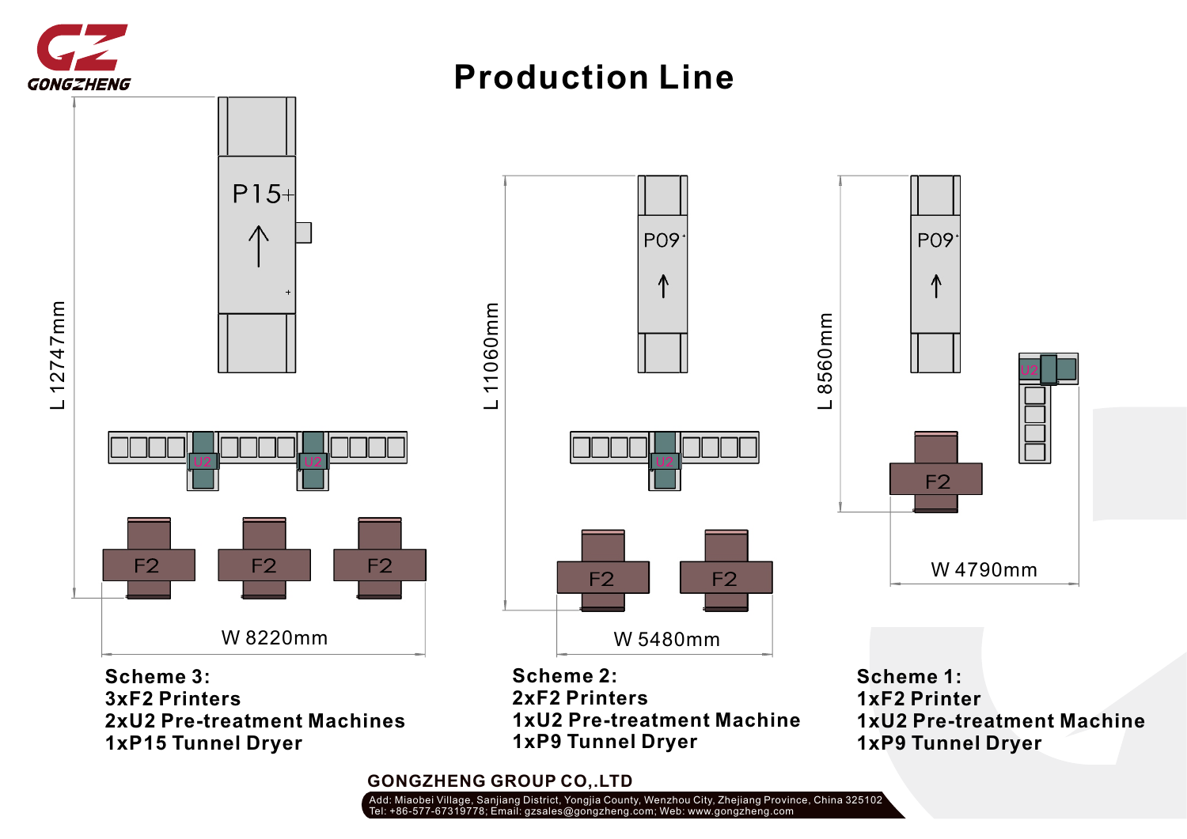GONGZHENG

# Production Line

P15

L 12747mm

U2 U2

F2 F2 F2

W 8220mm

**Scheme 3:**
**3xF2 Printers**
**2xU2 Pre-treatment Machines**
**1xP15 Tunnel Dryer**

P09

L 11060mm

U2

F2 F2

W 5480mm

**Scheme 2:**
**2xF2 Printers**
**1xU2 Pre-treatment Machine**
**1xP9 Tunnel Dryer**

P09

L 8560mm

U2

F2

W 4790mm

**Scheme 1:**
**1xF2 Printer**
**1xU2 Pre-treatment Machine**
**1xP9 Tunnel Dryer**

**GONGZHENG GROUP CO,.LTD**

Add: Miaobei Village, Sanjiang District, Yongjia County, Wenzhou City, Zhejiang Province, China 325102
Tel: +86-577-67319778; Email: gzsales@gongzheng.com; Web: www.gongzheng.com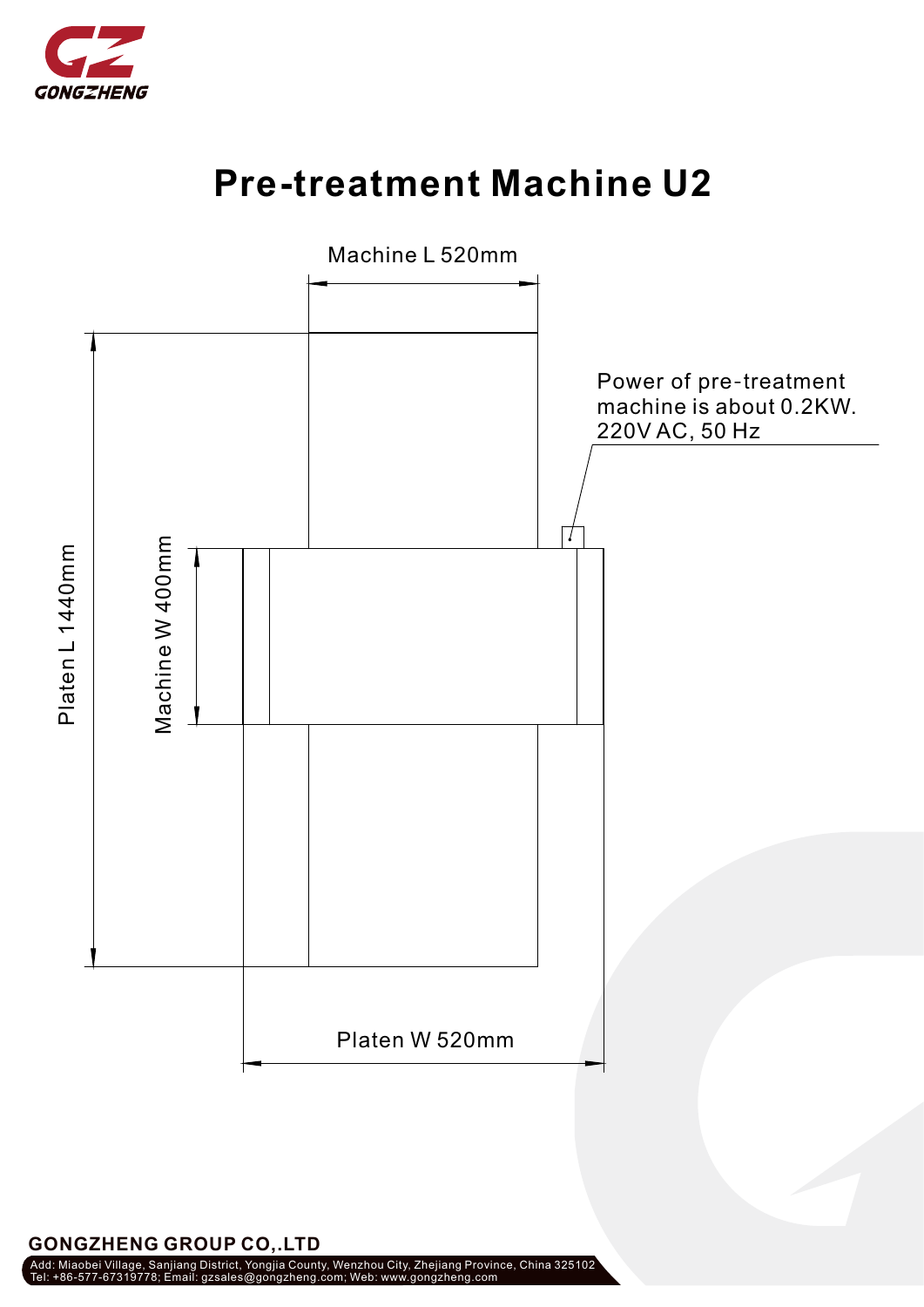# Pre-treatment Machine U2

Machine L 520mm

Power of pre-treatment machine is about 0.2KW. 220V AC, 50 Hz

Platen L 1440mm

Machine W 400mm

Platen W 520mm

**GONGZHENG GROUP CO,.LTD**

Add: Miaobei Village, Sanjiang District, Yongjia County, Wenzhou City, Zhejiang Province, China 325102
Tel: +86-577-67319778; Email: gzsales@gongzheng.com; Web: www.gongzheng.com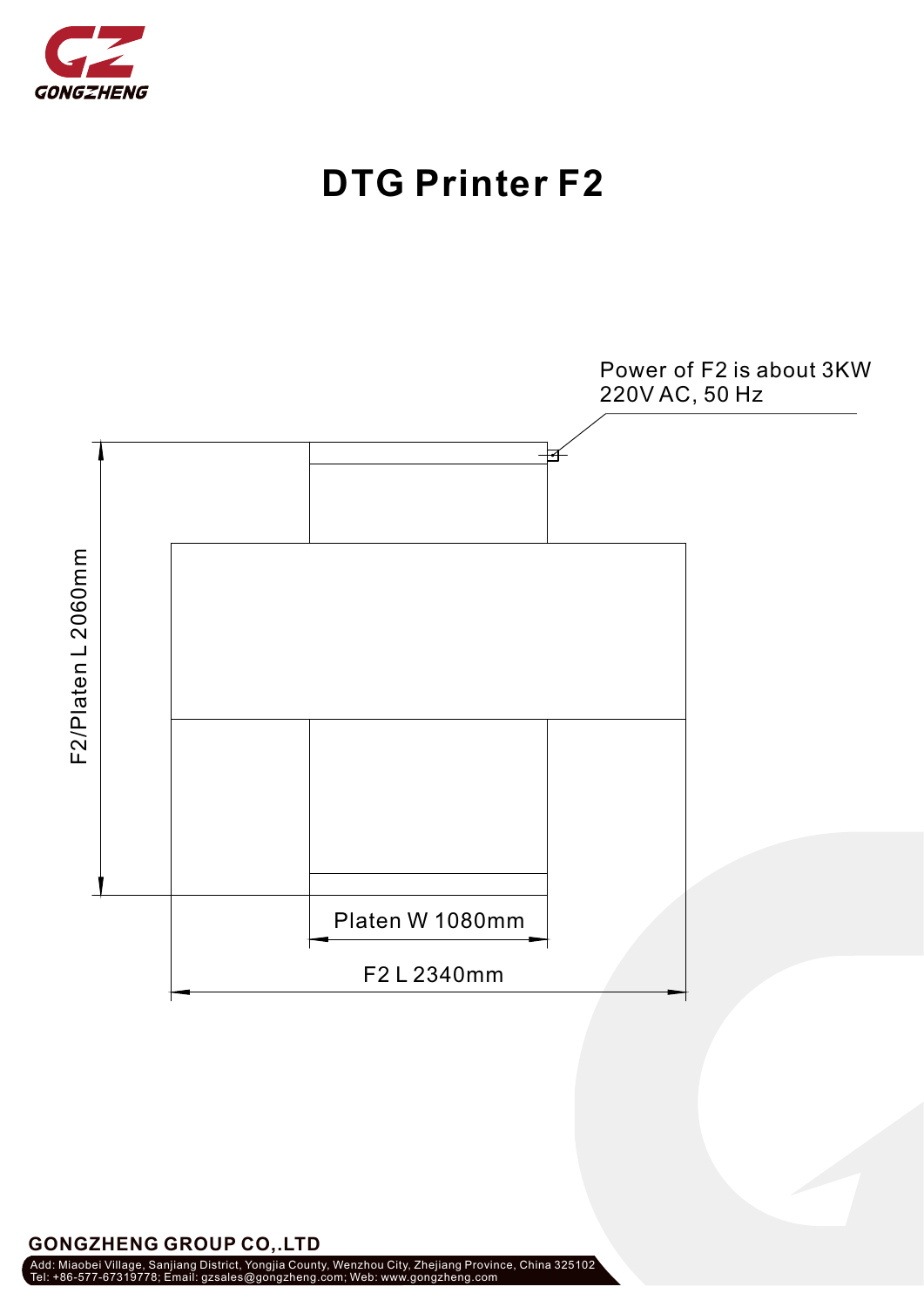# DTG Printer F2

Power of F2 is about 3KW
220V AC, 50 Hz

F2/Platen L 2060mm

Platen W 1080mm

F2 L 2340mm

**GONGZHENG GROUP CO,.LTD**

Add: Miaobei Village, Sanjiang District, Yongjia County, Wenzhou City, Zhejiang Province, China 325102
Tel: +86-577-67319778; Email: gzsales@gongzheng.com; Web: www.gongzheng.com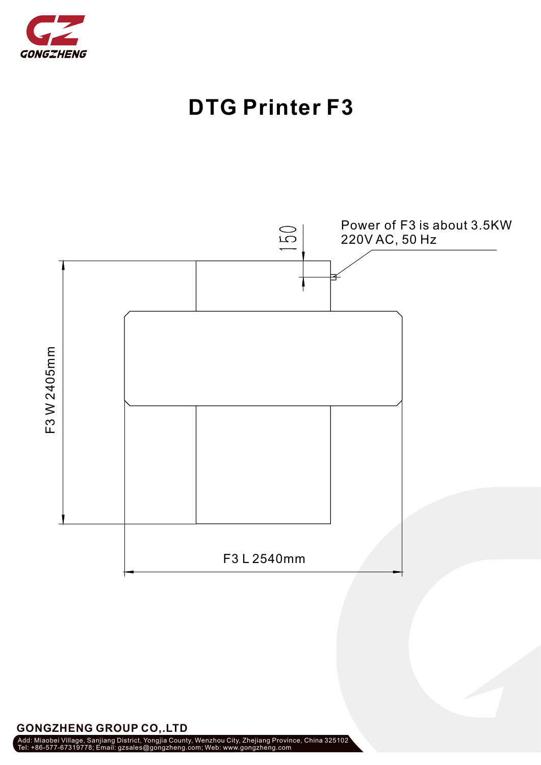# DTG Printer F3

Power of F3 is about 3.5KW
220V AC, 50 Hz

150

F3 W 2405mm

F3 L 2540mm

**GONGZHENG GROUP CO,.LTD**

Add: Miaobei Village, Sanjiang District, Yongjia County, Wenzhou City, Zhejiang Province, China 325102
Tel: +86-577-67319778; Email: gzsales@gongzheng.com; Web: www.gongzheng.com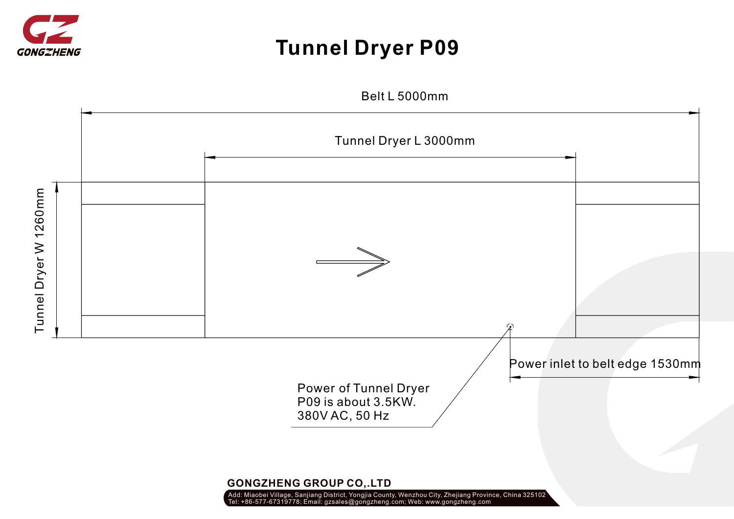# Tunnel Dryer P09

Belt L 5000mm

Tunnel Dryer L 3000mm

Tunnel Dryer W 1260mm

Power inlet to belt edge 1530mm

Power of Tunnel Dryer P09 is about 3.5KW. 380V AC, 50 Hz

**GONGZHENG GROUP CO,.LTD**

Add: Miaobei Village, Sanjiang District, Yongjia County, Wenzhou City, Zhejiang Province, China 325102
Tel: +86-577-67319778; Email: gzsales@gongzheng.com; Web: www.gongzheng.com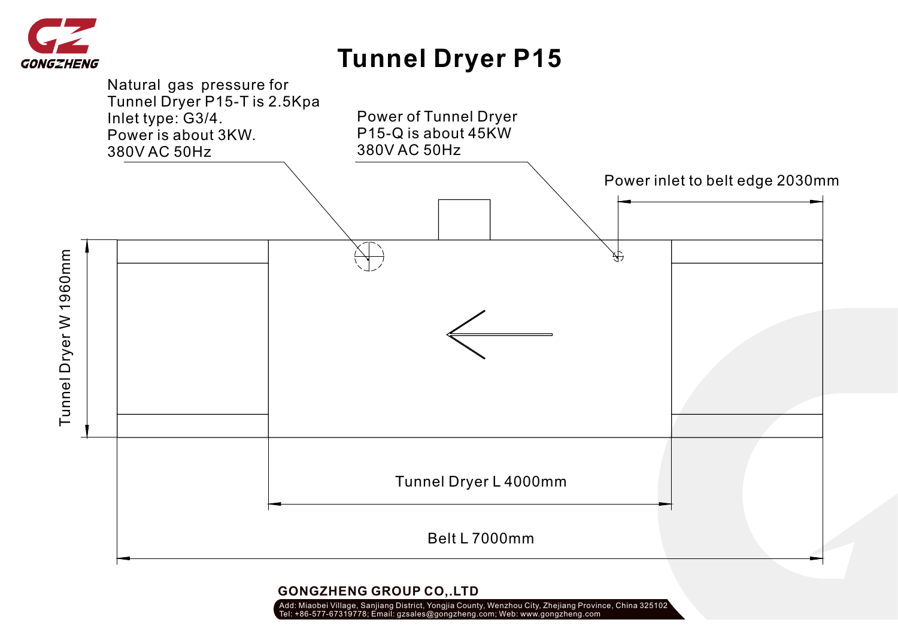GONGZHENG

# Tunnel Dryer P15

Natural gas pressure for
Tunnel Dryer P15-T is 2.5Kpa
Inlet type: G3/4.
Power is about 3KW.
380V AC 50Hz

Power of Tunnel Dryer
P15-Q is about 45KW
380V AC 50Hz

Power inlet to belt edge 2030mm

Tunnel Dryer W 1960mm

Tunnel Dryer L 4000mm

Belt L 7000mm

**GONGZHENG GROUP CO,.LTD**

Add: Miaobei Village, Sanjiang District, Yongjia County, Wenzhou City, Zhejiang Province, China 325102
Tel: +86-577-67319778; Email: gzsales@gongzheng.com; Web: www.gongzheng.com